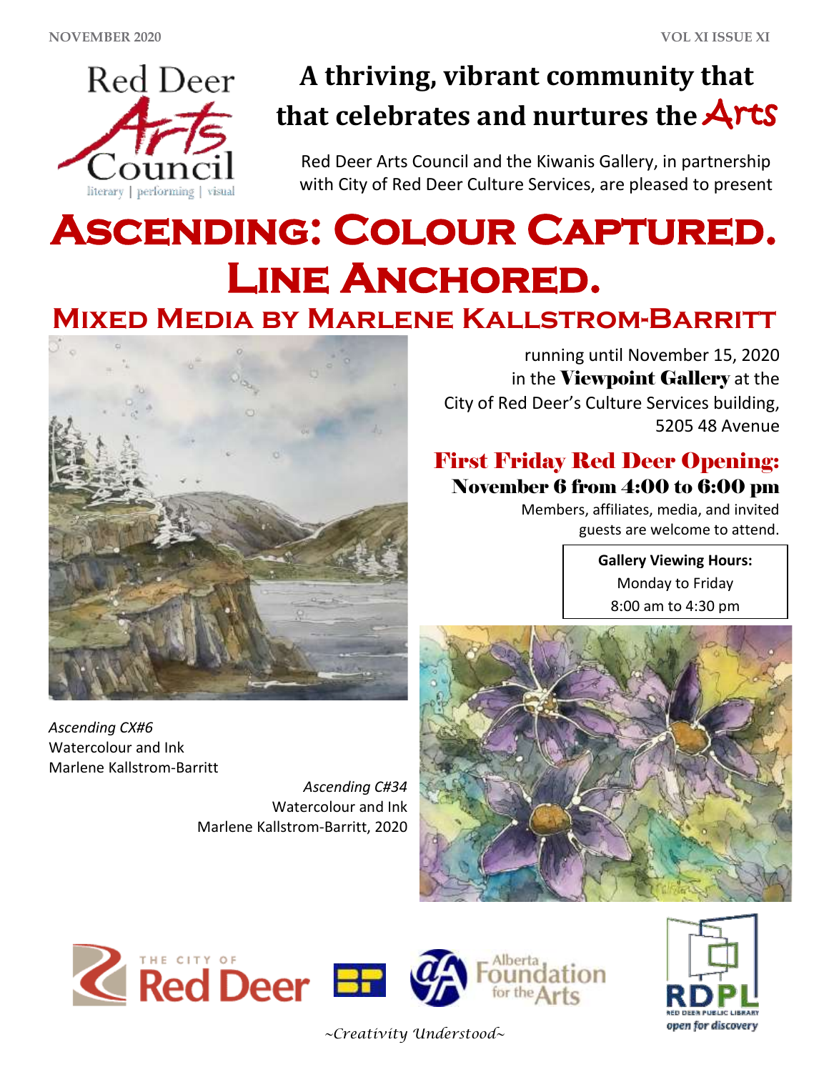# A thriving, vibrant community that that celebrates and nurtures the Arts

Red Deer Arts Council and the Kiwanis Gallery, in partnership with City of Red Deer Culture Services, are pleased to present

# Ascending: Colour Captured. Line Anchored.

## Mixed Media by Marlene Kallstrom-Barritt

running until November 15, 2020 in the **Viewpoint Gallery** at the City of Red Deer's Culture Services building, 5205 48 Avenue

### First Friday Red Deer Opening:

**November 6 from 4:00 to 6:00 pm**

Members, affiliates, media, and invited guests are welcome to attend.

**Gallery Viewing Hours:**
Monday to Friday
8:00 am to 4:30 pm

*Ascending CX#6*
Watercolour and Ink
Marlene Kallstrom-Barritt

*Ascending C#34*
Watercolour and Ink
Marlene Kallstrom-Barritt, 2020

*~Creativity Understood~*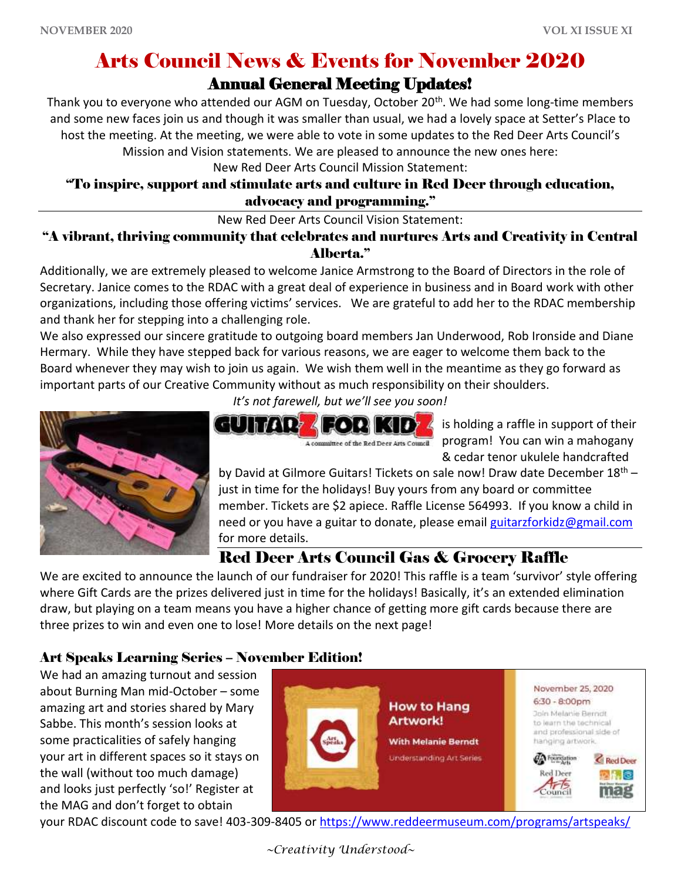# Arts Council News & Events for November 2020

## Annual General Meeting Updates!

Thank you to everyone who attended our AGM on Tuesday, October 20th. We had some long-time members and some new faces join us and though it was smaller than usual, we had a lovely space at Setter's Place to host the meeting. At the meeting, we were able to vote in some updates to the Red Deer Arts Council's Mission and Vision statements. We are pleased to announce the new ones here:

New Red Deer Arts Council Mission Statement:

**"To inspire, support and stimulate arts and culture in Red Deer through education, advocacy and programming."**

New Red Deer Arts Council Vision Statement:

**"A vibrant, thriving community that celebrates and nurtures Arts and Creativity in Central Alberta."**

Additionally, we are extremely pleased to welcome Janice Armstrong to the Board of Directors in the role of Secretary. Janice comes to the RDAC with a great deal of experience in business and in Board work with other organizations, including those offering victims' services. We are grateful to add her to the RDAC membership and thank her for stepping into a challenging role.

We also expressed our sincere gratitude to outgoing board members Jan Underwood, Rob Ironside and Diane Hermary. While they have stepped back for various reasons, we are eager to welcome them back to the Board whenever they may wish to join us again. We wish them well in the meantime as they go forward as important parts of our Creative Community without as much responsibility on their shoulders.

*It's not farewell, but we'll see you soon!*

GUITARZ FOR KIDZ (A committee of the Red Deer Arts Council) is holding a raffle in support of their program! You can win a mahogany & cedar tenor ukulele handcrafted by David at Gilmore Guitars! Tickets on sale now! Draw date December 18th – just in time for the holidays! Buy yours from any board or committee member. Tickets are $2 apiece. Raffle License 564993. If you know a child in need or you have a guitar to donate, please email guitarzforkidz@gmail.com for more details.

## Red Deer Arts Council Gas & Grocery Raffle

We are excited to announce the launch of our fundraiser for 2020! This raffle is a team 'survivor' style offering where Gift Cards are the prizes delivered just in time for the holidays! Basically, it's an extended elimination draw, but playing on a team means you have a higher chance of getting more gift cards because there are three prizes to win and even one to lose! More details on the next page!

### Art Speaks Learning Series – November Edition!

We had an amazing turnout and session about Burning Man mid-October – some amazing art and stories shared by Mary Sabbe. This month's session looks at some practicalities of safely hanging your art in different spaces so it stays on the wall (without too much damage) and looks just perfectly 'so!' Register at the MAG and don't forget to obtain your RDAC discount code to save! 403-309-8405 or https://www.reddeermuseum.com/programs/artspeaks/

How to Hang Artwork! With Melanie Berndt — Understanding Art Series

November 25, 2020
6:30 - 8:00pm
Join Melanie Berndt to learn the technical and professional side of hanging artwork.

*~Creativity Understood~*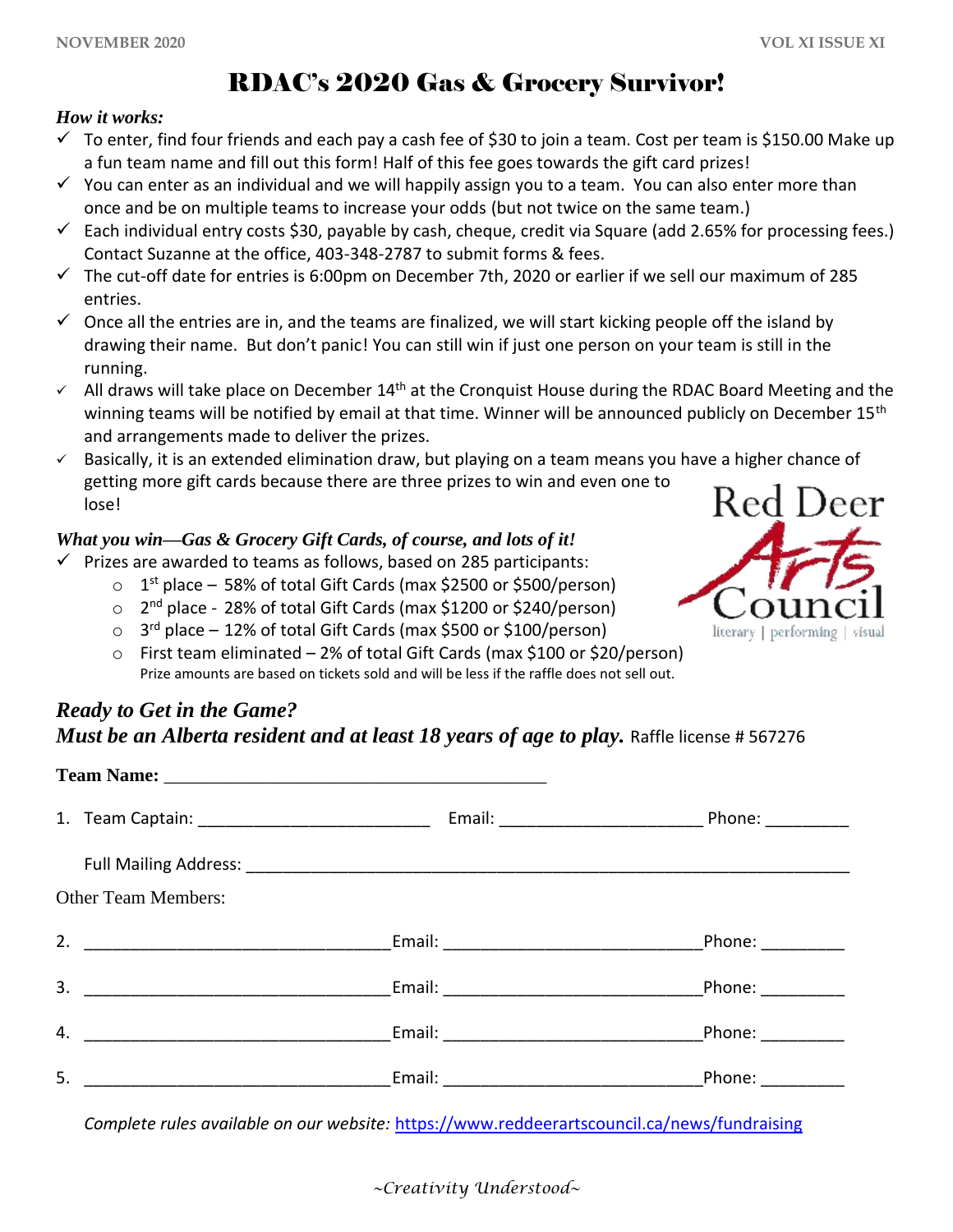# RDAC's 2020 Gas & Grocery Survivor!

***How it works:***

- ✓ To enter, find four friends and each pay a cash fee of $30 to join a team. Cost per team is $150.00 Make up a fun team name and fill out this form! Half of this fee goes towards the gift card prizes!
- ✓ You can enter as an individual and we will happily assign you to a team. You can also enter more than once and be on multiple teams to increase your odds (but not twice on the same team.)
- ✓ Each individual entry costs $30, payable by cash, cheque, credit via Square (add 2.65% for processing fees.) Contact Suzanne at the office, 403-348-2787 to submit forms & fees.
- ✓ The cut-off date for entries is 6:00pm on December 7th, 2020 or earlier if we sell our maximum of 285 entries.
- ✓ Once all the entries are in, and the teams are finalized, we will start kicking people off the island by drawing their name. But don't panic! You can still win if just one person on your team is still in the running.
- ✓ All draws will take place on December 14th at the Cronquist House during the RDAC Board Meeting and the winning teams will be notified by email at that time. Winner will be announced publicly on December 15th and arrangements made to deliver the prizes.
- ✓ Basically, it is an extended elimination draw, but playing on a team means you have a higher chance of getting more gift cards because there are three prizes to win and even one to lose!

Red Deer Arts Council
literary | performing | visual

***What you win—Gas & Grocery Gift Cards, of course, and lots of it!***

- ✓ Prizes are awarded to teams as follows, based on 285 participants:
  - 1st place – 58% of total Gift Cards (max $2500 or $500/person)
  - 2nd place - 28% of total Gift Cards (max $1200 or $240/person)
  - 3rd place – 12% of total Gift Cards (max $500 or $100/person)
  - First team eliminated – 2% of total Gift Cards (max $100 or $20/person)

  Prize amounts are based on tickets sold and will be less if the raffle does not sell out.

## *Ready to Get in the Game?*
## *Must be an Alberta resident and at least 18 years of age to play.* Raffle license # 567276

**Team Name:** ________________________________________

1. Team Captain: ________________________ Email: _____________________ Phone: _________

   Full Mailing Address: ______________________________________________________________

Other Team Members:

2. ________________________________ Email: ___________________________ Phone: _________

3. ________________________________ Email: ___________________________ Phone: _________

4. ________________________________ Email: ___________________________ Phone: _________

5. ________________________________ Email: ___________________________ Phone: _________

*Complete rules available on our website:* https://www.reddeerartscouncil.ca/news/fundraising

*~Creativity Understood~*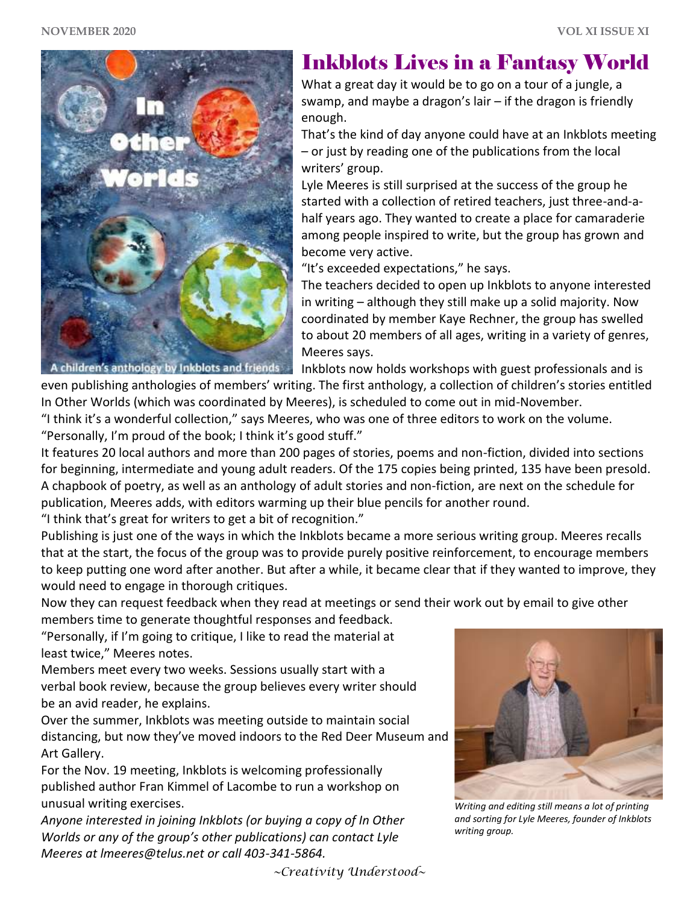# Inkblots Lives in a Fantasy World

What a great day it would be to go on a tour of a jungle, a swamp, and maybe a dragon's lair – if the dragon is friendly enough.

That's the kind of day anyone could have at an Inkblots meeting – or just by reading one of the publications from the local writers' group.

Lyle Meeres is still surprised at the success of the group he started with a collection of retired teachers, just three-and-a-half years ago. They wanted to create a place for camaraderie among people inspired to write, but the group has grown and become very active.

"It's exceeded expectations," he says.

The teachers decided to open up Inkblots to anyone interested in writing – although they still make up a solid majority. Now coordinated by member Kaye Rechner, the group has swelled to about 20 members of all ages, writing in a variety of genres, Meeres says.

A children's anthology by Inkblots and friends

Inkblots now holds workshops with guest professionals and is even publishing anthologies of members' writing. The first anthology, a collection of children's stories entitled In Other Worlds (which was coordinated by Meeres), is scheduled to come out in mid-November.

"I think it's a wonderful collection," says Meeres, who was one of three editors to work on the volume. "Personally, I'm proud of the book; I think it's good stuff."

It features 20 local authors and more than 200 pages of stories, poems and non-fiction, divided into sections for beginning, intermediate and young adult readers. Of the 175 copies being printed, 135 have been presold. A chapbook of poetry, as well as an anthology of adult stories and non-fiction, are next on the schedule for publication, Meeres adds, with editors warming up their blue pencils for another round.

"I think that's great for writers to get a bit of recognition."

Publishing is just one of the ways in which the Inkblots became a more serious writing group. Meeres recalls that at the start, the focus of the group was to provide purely positive reinforcement, to encourage members to keep putting one word after another. But after a while, it became clear that if they wanted to improve, they would need to engage in thorough critiques.

Now they can request feedback when they read at meetings or send their work out by email to give other members time to generate thoughtful responses and feedback.

"Personally, if I'm going to critique, I like to read the material at least twice," Meeres notes.

Members meet every two weeks. Sessions usually start with a verbal book review, because the group believes every writer should be an avid reader, he explains.

Over the summer, Inkblots was meeting outside to maintain social distancing, but now they've moved indoors to the Red Deer Museum and Art Gallery.

For the Nov. 19 meeting, Inkblots is welcoming professionally published author Fran Kimmel of Lacombe to run a workshop on unusual writing exercises.

*Anyone interested in joining Inkblots (or buying a copy of In Other Worlds or any of the group's other publications) can contact Lyle Meeres at lmeeres@telus.net or call 403-341-5864.*

*Writing and editing still means a lot of printing and sorting for Lyle Meeres, founder of Inkblots writing group.*